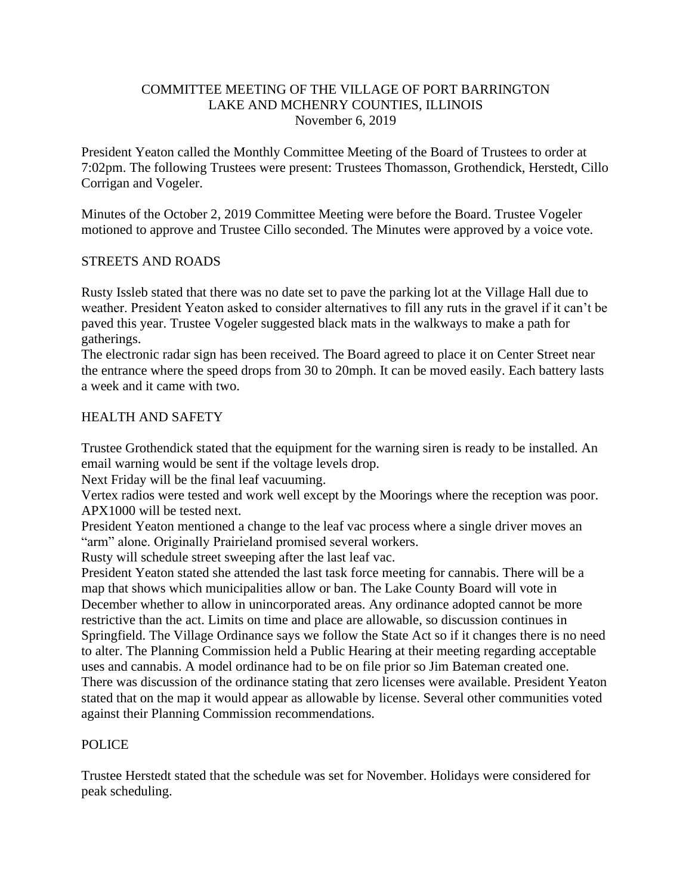COMMITTEE MEETING OF THE VILLAGE OF PORT BARRINGTON
LAKE AND MCHENRY COUNTIES, ILLINOIS
November 6, 2019

President Yeaton called the Monthly Committee Meeting of the Board of Trustees to order at 7:02pm. The following Trustees were present: Trustees Thomasson, Grothendick, Herstedt, Cillo Corrigan and Vogeler.

Minutes of the October 2, 2019 Committee Meeting were before the Board. Trustee Vogeler motioned to approve and Trustee Cillo seconded. The Minutes were approved by a voice vote.

## STREETS AND ROADS

Rusty Issleb stated that there was no date set to pave the parking lot at the Village Hall due to weather. President Yeaton asked to consider alternatives to fill any ruts in the gravel if it can't be paved this year. Trustee Vogeler suggested black mats in the walkways to make a path for gatherings.
The electronic radar sign has been received. The Board agreed to place it on Center Street near the entrance where the speed drops from 30 to 20mph. It can be moved easily. Each battery lasts a week and it came with two.

## HEALTH AND SAFETY

Trustee Grothendick stated that the equipment for the warning siren is ready to be installed. An email warning would be sent if the voltage levels drop.
Next Friday will be the final leaf vacuuming.
Vertex radios were tested and work well except by the Moorings where the reception was poor. APX1000 will be tested next.
President Yeaton mentioned a change to the leaf vac process where a single driver moves an "arm" alone. Originally Prairieland promised several workers.
Rusty will schedule street sweeping after the last leaf vac.
President Yeaton stated she attended the last task force meeting for cannabis. There will be a map that shows which municipalities allow or ban. The Lake County Board will vote in December whether to allow in unincorporated areas. Any ordinance adopted cannot be more restrictive than the act. Limits on time and place are allowable, so discussion continues in Springfield. The Village Ordinance says we follow the State Act so if it changes there is no need to alter. The Planning Commission held a Public Hearing at their meeting regarding acceptable uses and cannabis. A model ordinance had to be on file prior so Jim Bateman created one. There was discussion of the ordinance stating that zero licenses were available. President Yeaton stated that on the map it would appear as allowable by license. Several other communities voted against their Planning Commission recommendations.

## POLICE

Trustee Herstedt stated that the schedule was set for November. Holidays were considered for peak scheduling.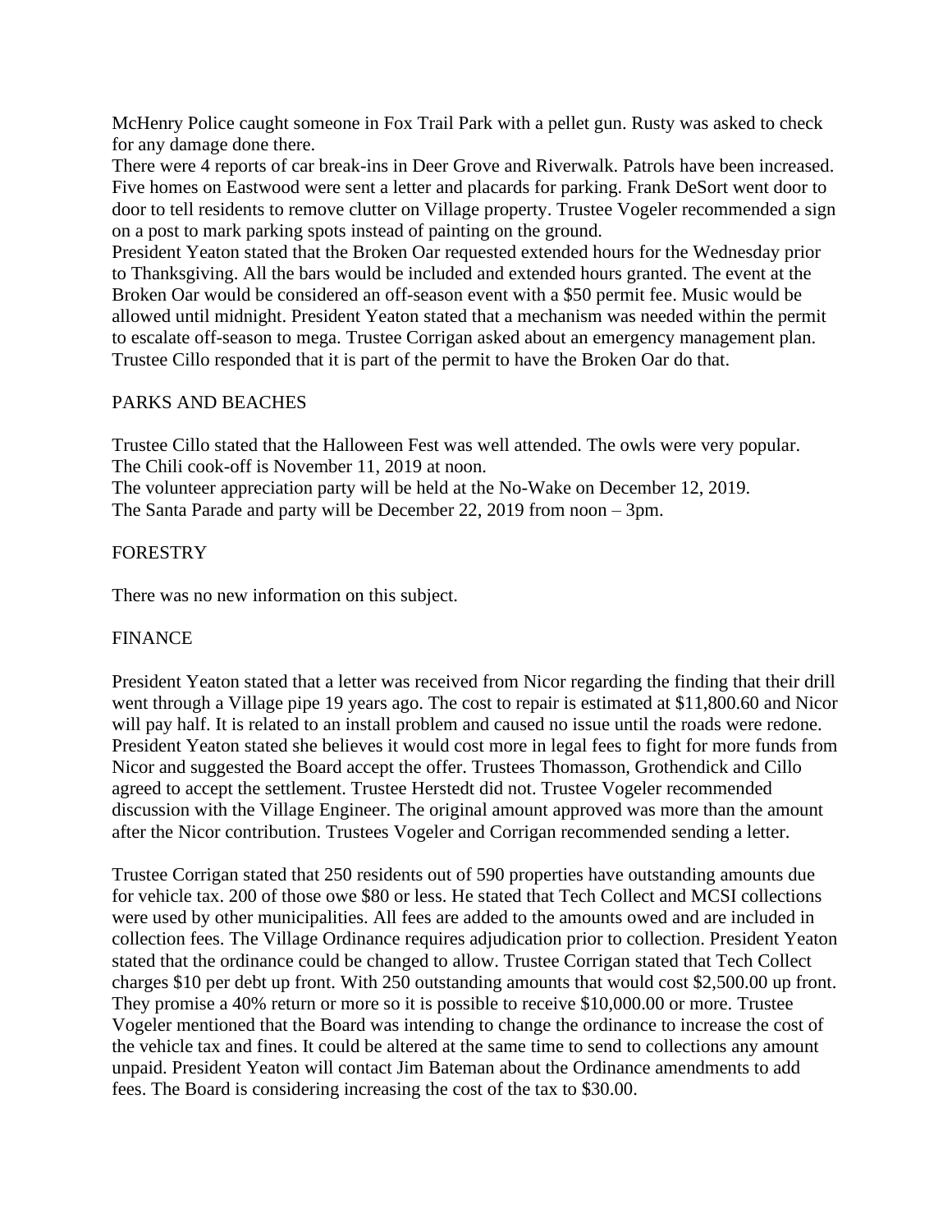McHenry Police caught someone in Fox Trail Park with a pellet gun. Rusty was asked to check for any damage done there.
There were 4 reports of car break-ins in Deer Grove and Riverwalk. Patrols have been increased. Five homes on Eastwood were sent a letter and placards for parking. Frank DeSort went door to door to tell residents to remove clutter on Village property. Trustee Vogeler recommended a sign on a post to mark parking spots instead of painting on the ground.
President Yeaton stated that the Broken Oar requested extended hours for the Wednesday prior to Thanksgiving. All the bars would be included and extended hours granted. The event at the Broken Oar would be considered an off-season event with a $50 permit fee. Music would be allowed until midnight. President Yeaton stated that a mechanism was needed within the permit to escalate off-season to mega. Trustee Corrigan asked about an emergency management plan. Trustee Cillo responded that it is part of the permit to have the Broken Oar do that.

## PARKS AND BEACHES

Trustee Cillo stated that the Halloween Fest was well attended. The owls were very popular.
The Chili cook-off is November 11, 2019 at noon.
The volunteer appreciation party will be held at the No-Wake on December 12, 2019.
The Santa Parade and party will be December 22, 2019 from noon – 3pm.

## FORESTRY

There was no new information on this subject.

## FINANCE

President Yeaton stated that a letter was received from Nicor regarding the finding that their drill went through a Village pipe 19 years ago. The cost to repair is estimated at $11,800.60 and Nicor will pay half. It is related to an install problem and caused no issue until the roads were redone. President Yeaton stated she believes it would cost more in legal fees to fight for more funds from Nicor and suggested the Board accept the offer. Trustees Thomasson, Grothendick and Cillo agreed to accept the settlement. Trustee Herstedt did not. Trustee Vogeler recommended discussion with the Village Engineer. The original amount approved was more than the amount after the Nicor contribution. Trustees Vogeler and Corrigan recommended sending a letter.

Trustee Corrigan stated that 250 residents out of 590 properties have outstanding amounts due for vehicle tax. 200 of those owe $80 or less. He stated that Tech Collect and MCSI collections were used by other municipalities. All fees are added to the amounts owed and are included in collection fees. The Village Ordinance requires adjudication prior to collection. President Yeaton stated that the ordinance could be changed to allow. Trustee Corrigan stated that Tech Collect charges $10 per debt up front. With 250 outstanding amounts that would cost $2,500.00 up front. They promise a 40% return or more so it is possible to receive $10,000.00 or more. Trustee Vogeler mentioned that the Board was intending to change the ordinance to increase the cost of the vehicle tax and fines. It could be altered at the same time to send to collections any amount unpaid. President Yeaton will contact Jim Bateman about the Ordinance amendments to add fees. The Board is considering increasing the cost of the tax to $30.00.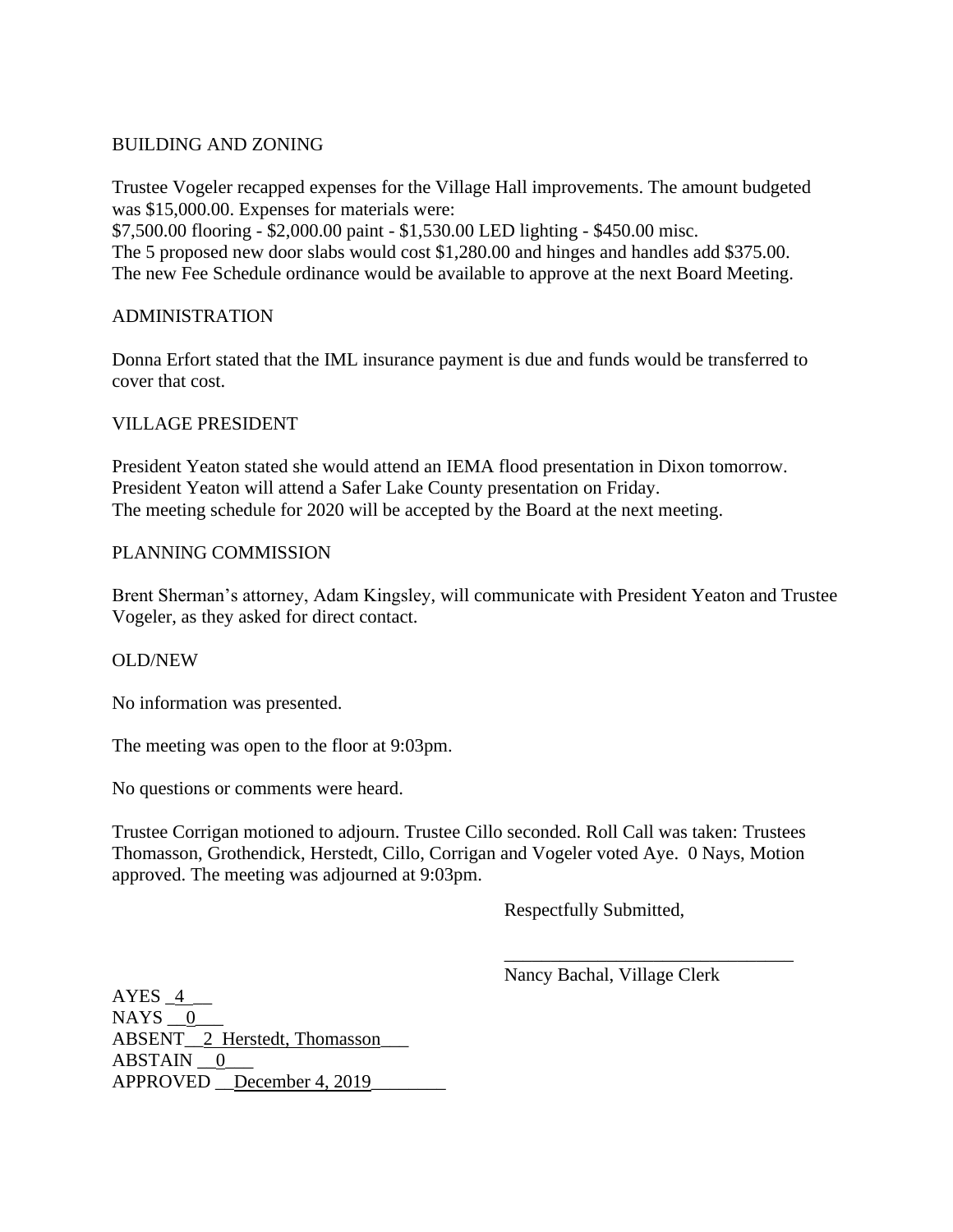BUILDING AND ZONING

Trustee Vogeler recapped expenses for the Village Hall improvements. The amount budgeted was $15,000.00. Expenses for materials were:
$7,500.00 flooring - $2,000.00 paint - $1,530.00 LED lighting - $450.00 misc.
The 5 proposed new door slabs would cost $1,280.00 and hinges and handles add $375.00.
The new Fee Schedule ordinance would be available to approve at the next Board Meeting.

ADMINISTRATION

Donna Erfort stated that the IML insurance payment is due and funds would be transferred to cover that cost.

VILLAGE PRESIDENT

President Yeaton stated she would attend an IEMA flood presentation in Dixon tomorrow.
President Yeaton will attend a Safer Lake County presentation on Friday.
The meeting schedule for 2020 will be accepted by the Board at the next meeting.

PLANNING COMMISSION

Brent Sherman's attorney, Adam Kingsley, will communicate with President Yeaton and Trustee Vogeler, as they asked for direct contact.

OLD/NEW

No information was presented.

The meeting was open to the floor at 9:03pm.

No questions or comments were heard.

Trustee Corrigan motioned to adjourn. Trustee Cillo seconded. Roll Call was taken: Trustees Thomasson, Grothendick, Herstedt, Cillo, Corrigan and Vogeler voted Aye. 0 Nays, Motion approved. The meeting was adjourned at 9:03pm.

Respectfully Submitted,

_______________________________

Nancy Bachal, Village Clerk

AYES 4
NAYS 0
ABSENT 2 Herstedt, Thomasson
ABSTAIN 0
APPROVED December 4, 2019